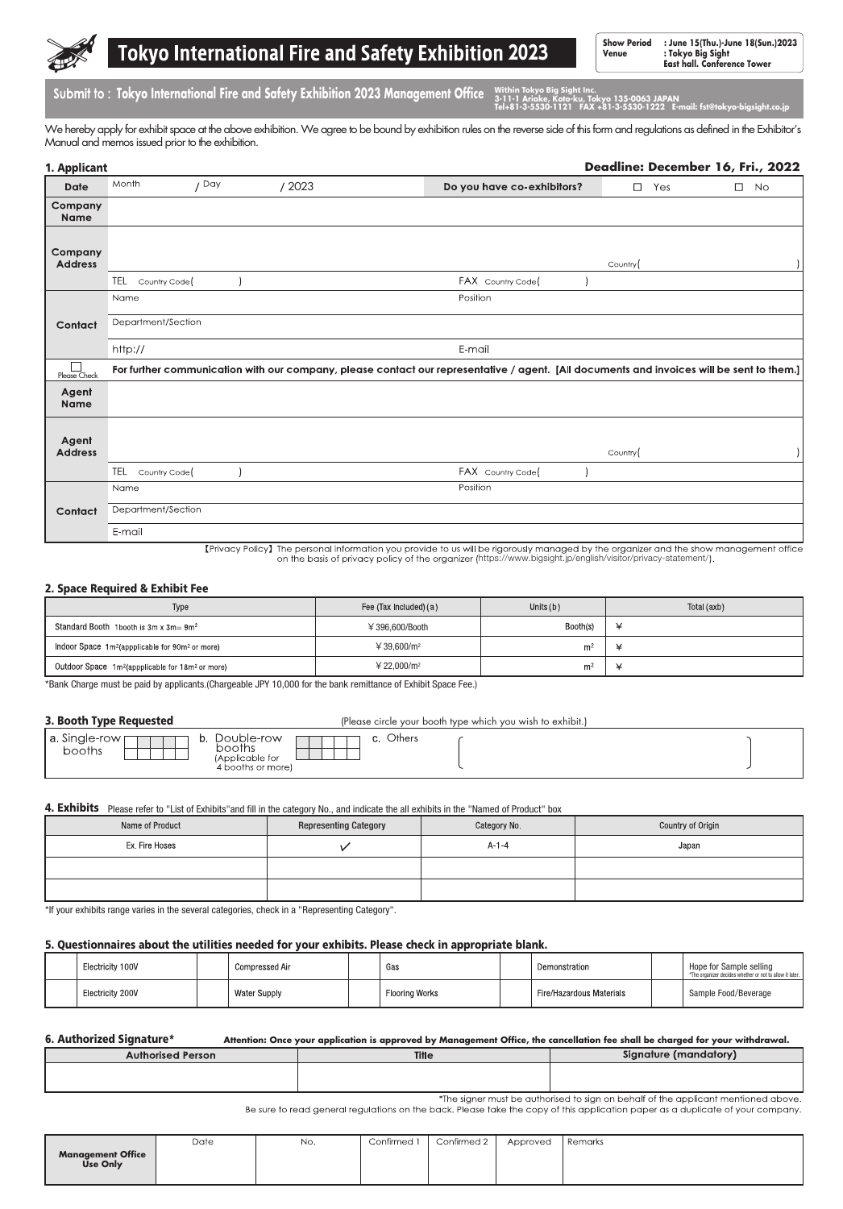# Tokyo International Fire and Safety Exhibition 2023

**Show Period** : June 15(Thu.)-June 18(Sun.)2023
**Venue** : Tokyo Big Sight East hall. Conference Tower

## Submit to : Tokyo International Fire and Safety Exhibition 2023 Management Office

Within Tokyo Big Sight Inc.
3-11-1 Ariake, Koto-ku, Tokyo 135-0063 JAPAN
Tel+81-3-5530-1121 FAX +81-3-5530-1222 E-mail: fst@tokyo-bigsight.co.jp

We hereby apply for exhibit space at the above exhibition. We agree to be bound by exhibition rules on the reverse side of this form and regulations as defined in the Exhibitor's Manual and memos issued prior to the exhibition.

### 1. Applicant

**Deadline: December 16, Fri., 2022**

| | | | |
|---|---|---|---|
| **Date** | Month / Day / 2023 | **Do you have co-exhibitors?** | ☐ Yes ☐ No |
| **Company Name** | | | |
| **Company Address** | | | Country( ) |
| | TEL Country Code( ) | FAX Country Code( ) | |
| **Contact** | Name | Position | |
| | Department/Section | | |
| | http:// | E-mail | |
| ☐ Please Check | **For further communication with our company, please contact our representative / agent. [All documents and invoices will be sent to them.]** | | |
| **Agent Name** | | | |
| **Agent Address** | | | Country( ) |
| | TEL Country Code( ) | FAX Country Code( ) | |
| **Contact** | Name | Position | |
| | Department/Section | | |
| | E-mail | | |

【Privacy Policy】The personal information you provide to us will be rigorously managed by the organizer and the show management office on the basis of privacy policy of the organizer (https://www.bigsight.jp/english/visitor/privacy-statement/).

### 2. Space Required & Exhibit Fee

| Type | Fee (Tax Included) (a) | Units (b) | Total (axb) |
|---|---|---|---|
| Standard Booth 1booth is 3m x 3m= 9m² | ¥396,600/Booth | Booth(s) | ¥ |
| Indoor Space 1m²(appplicable for 90m² or more) | ¥39,600/m² | m² | ¥ |
| Outdoor Space 1m²(appplicable for 18m² or more) | ¥22,000/m² | m² | ¥ |

*Bank Charge must be paid by applicants.(Chargeable JPY 10,000 for the bank remittance of Exhibit Space Fee.)

### 3. Booth Type Requested

(Please circle your booth type which you wish to exhibit.)

a. Single-row booths
b. Double-row booths (Applicable for 4 booths or more)
c. Others ( )

### 4. Exhibits

Please refer to "List of Exhibits"and fill in the category No., and indicate the all exhibits in the "Named of Product" box

| Name of Product | Representing Category | Category No. | Country of Origin |
|---|---|---|---|
| Ex. Fire Hoses | ✓ | A-1-4 | Japan |
| | | | |
| | | | |

*If your exhibits range varies in the several categories, check in a "Representing Category".

### 5. Questionnaires about the utilities needed for your exhibits. Please check in appropriate blank.

| | | | | | | | | | |
|---|---|---|---|---|---|---|---|---|---|
| | Electricity 100V | | Compressed Air | | Gas | | Demonstration | | Hope for Sample selling *The organizer decides whether or not to allow it later. |
| | Electricity 200V | | Water Supply | | Flooring Works | | Fire/Hazardous Materials | | Sample Food/Beverage |

### 6. Authorized Signature*

**Attention: Once your application is approved by Management Office, the cancellation fee shall be charged for your withdrawal.**

| Authorised Person | Title | Signature (mandatory) |
|---|---|---|
| | | |

*The signer must be authorised to sign on behalf of the applicant mentioned above.
Be sure to read general regulations on the back. Please take the copy of this application paper as a duplicate of your company.

| | Date | No. | Confirmed 1 | Confirmed 2 | Approved | Remarks |
|---|---|---|---|---|---|---|
| **Management Office Use Only** | | | | | | |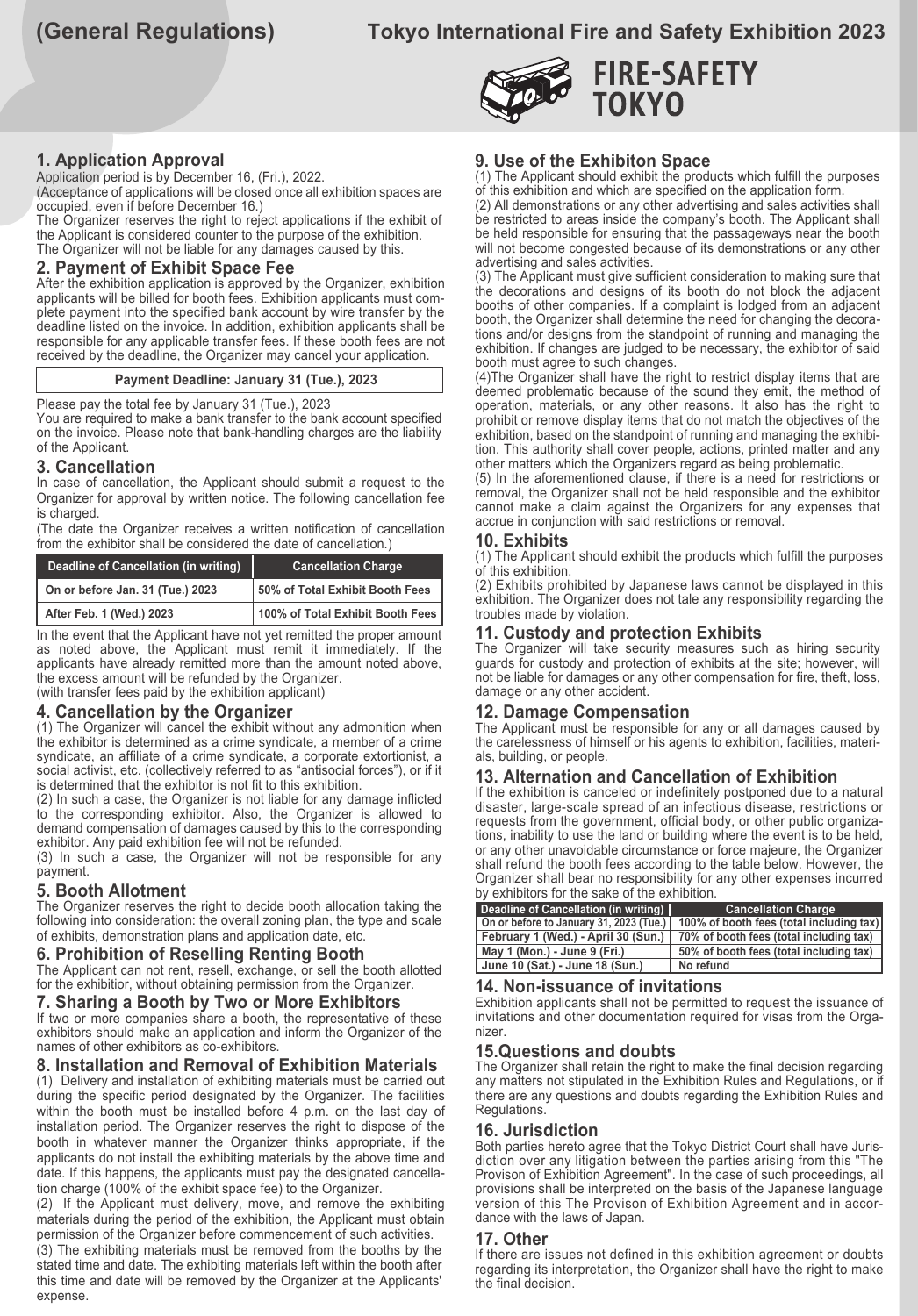# (General Regulations)

# Tokyo International Fire and Safety Exhibition 2023

FIRE-SAFETY TOKYO

## 1. Application Approval

Application period is by December 16, (Fri.), 2022.

(Acceptance of applications will be closed once all exhibition spaces are occupied, even if before December 16.)

The Organizer reserves the right to reject applications if the exhibit of the Applicant is considered counter to the purpose of the exhibition. The Organizer will not be liable for any damages caused by this.

## 2. Payment of Exhibit Space Fee

After the exhibition application is approved by the Organizer, exhibition applicants will be billed for booth fees. Exhibition applicants must complete payment into the specified bank account by wire transfer by the deadline listed on the invoice. In addition, exhibition applicants shall be responsible for any applicable transfer fees. If these booth fees are not received by the deadline, the Organizer may cancel your application.

**Payment Deadline: January 31 (Tue.), 2023**

Please pay the total fee by January 31 (Tue.), 2023

You are required to make a bank transfer to the bank account specified on the invoice. Please note that bank-handling charges are the liability of the Applicant.

## 3. Cancellation

In case of cancellation, the Applicant should submit a request to the Organizer for approval by written notice. The following cancellation fee is charged.

(The date the Organizer receives a written notification of cancellation from the exhibitor shall be considered the date of cancellation.)

| Deadline of Cancellation (in writing) | Cancellation Charge |
|---|---|
| On or before Jan. 31 (Tue.) 2023 | 50% of Total Exhibit Booth Fees |
| After Feb. 1 (Wed.) 2023 | 100% of Total Exhibit Booth Fees |

In the event that the Applicant have not yet remitted the proper amount as noted above, the Applicant must remit it immediately. If the applicants have already remitted more than the amount noted above, the excess amount will be refunded by the Organizer.

(with transfer fees paid by the exhibition applicant)

## 4. Cancellation by the Organizer

(1) The Organizer will cancel the exhibit without any admonition when the exhibitor is determined as a crime syndicate, a member of a crime syndicate, an affiliate of a crime syndicate, a corporate extortionist, a social activist, etc. (collectively referred to as "antisocial forces"), or if it is determined that the exhibitor is not fit to this exhibition.

(2) In such a case, the Organizer is not liable for any damage inflicted to the corresponding exhibitor. Also, the Organizer is allowed to demand compensation of damages caused by this to the corresponding exhibitor. Any paid exhibition fee will not be refunded.

(3) In such a case, the Organizer will not be responsible for any payment.

## 5. Booth Allotment

The Organizer reserves the right to decide booth allocation taking the following into consideration: the overall zoning plan, the type and scale of exhibits, demonstration plans and application date, etc.

## 6. Prohibition of Reselling Renting Booth

The Applicant can not rent, resell, exchange, or sell the booth allotted for the exhibitior, without obtaining permission from the Organizer.

## 7. Sharing a Booth by Two or More Exhibitors

If two or more companies share a booth, the representative of these exhibitors should make an application and inform the Organizer of the names of other exhibitors as co-exhibitors.

## 8. Installation and Removal of Exhibition Materials

(1) Delivery and installation of exhibiting materials must be carried out during the specific period designated by the Organizer. The facilities within the booth must be installed before 4 p.m. on the last day of installation period. The Organizer reserves the right to dispose of the booth in whatever manner the Organizer thinks appropriate, if the applicants do not install the exhibiting materials by the above time and date. If this happens, the applicants must pay the designated cancellation charge (100% of the exhibit space fee) to the Organizer.

(2) If the Applicant must delivery, move, and remove the exhibiting materials during the period of the exhibition, the Applicant must obtain permission of the Organizer before commencement of such activities.

(3) The exhibiting materials must be removed from the booths by the stated time and date. The exhibiting materials left within the booth after this time and date will be removed by the Organizer at the Applicants' expense.

## 9. Use of the Exhibiton Space

(1) The Applicant should exhibit the products which fulfill the purposes of this exhibition and which are specified on the application form.

(2) All demonstrations or any other advertising and sales activities shall be restricted to areas inside the company's booth. The Applicant shall be held responsible for ensuring that the passageways near the booth will not become congested because of its demonstrations or any other advertising and sales activities.

(3) The Applicant must give sufficient consideration to making sure that the decorations and designs of its booth do not block the adjacent booths of other companies. If a complaint is lodged from an adjacent booth, the Organizer shall determine the need for changing the decorations and/or designs from the standpoint of running and managing the exhibition. If changes are judged to be necessary, the exhibitor of said booth must agree to such changes.

(4)The Organizer shall have the right to restrict display items that are deemed problematic because of the sound they emit, the method of operation, materials, or any other reasons. It also has the right to prohibit or remove display items that do not match the objectives of the exhibition, based on the standpoint of running and managing the exhibition. This authority shall cover people, actions, printed matter and any other matters which the Organizers regard as being problematic.

(5) In the aforementioned clause, if there is a need for restrictions or removal, the Organizer shall not be held responsible and the exhibitor cannot make a claim against the Organizers for any expenses that accrue in conjunction with said restrictions or removal.

## 10. Exhibits

(1) The Applicant should exhibit the products which fulfill the purposes of this exhibition.

(2) Exhibits prohibited by Japanese laws cannot be displayed in this exhibition. The Organizer does not tale any responsibility regarding the troubles made by violation.

## 11. Custody and protection Exhibits

The Organizer will take security measures such as hiring security guards for custody and protection of exhibits at the site; however, will not be liable for damages or any other compensation for fire, theft, loss, damage or any other accident.

## 12. Damage Compensation

The Applicant must be responsible for any or all damages caused by the carelessness of himself or his agents to exhibition, facilities, materials, building, or people.

## 13. Alternation and Cancellation of Exhibition

If the exhibition is canceled or indefinitely postponed due to a natural disaster, large-scale spread of an infectious disease, restrictions or requests from the government, official body, or other public organizations, inability to use the land or building where the event is to be held, or any other unavoidable circumstance or force majeure, the Organizer shall refund the booth fees according to the table below. However, the Organizer shall bear no responsibility for any other expenses incurred by exhibitors for the sake of the exhibition.

| Deadline of Cancellation (in writing) | Cancellation Charge |
|---|---|
| On or before to January 31, 2023 (Tue.) | 100% of booth fees (total including tax) |
| February 1 (Wed.) - April 30 (Sun.) | 70% of booth fees (total including tax) |
| May 1 (Mon.) - June 9 (Fri.) | 50% of booth fees (total including tax) |
| June 10 (Sat.) - June 18 (Sun.) | No refund |

## 14. Non-issuance of invitations

Exhibition applicants shall not be permitted to request the issuance of invitations and other documentation required for visas from the Organizer.

## 15.Questions and doubts

The Organizer shall retain the right to make the final decision regarding any matters not stipulated in the Exhibition Rules and Regulations, or if there are any questions and doubts regarding the Exhibition Rules and Regulations.

## 16. Jurisdiction

Both parties hereto agree that the Tokyo District Court shall have Jurisdiction over any litigation between the parties arising from this "The Provison of Exhibition Agreement". In the case of such proceedings, all provisions shall be interpreted on the basis of the Japanese language version of this The Provison of Exhibition Agreement and in accordance with the laws of Japan.

## 17. Other

If there are issues not defined in this exhibition agreement or doubts regarding its interpretation, the Organizer shall have the right to make the final decision.